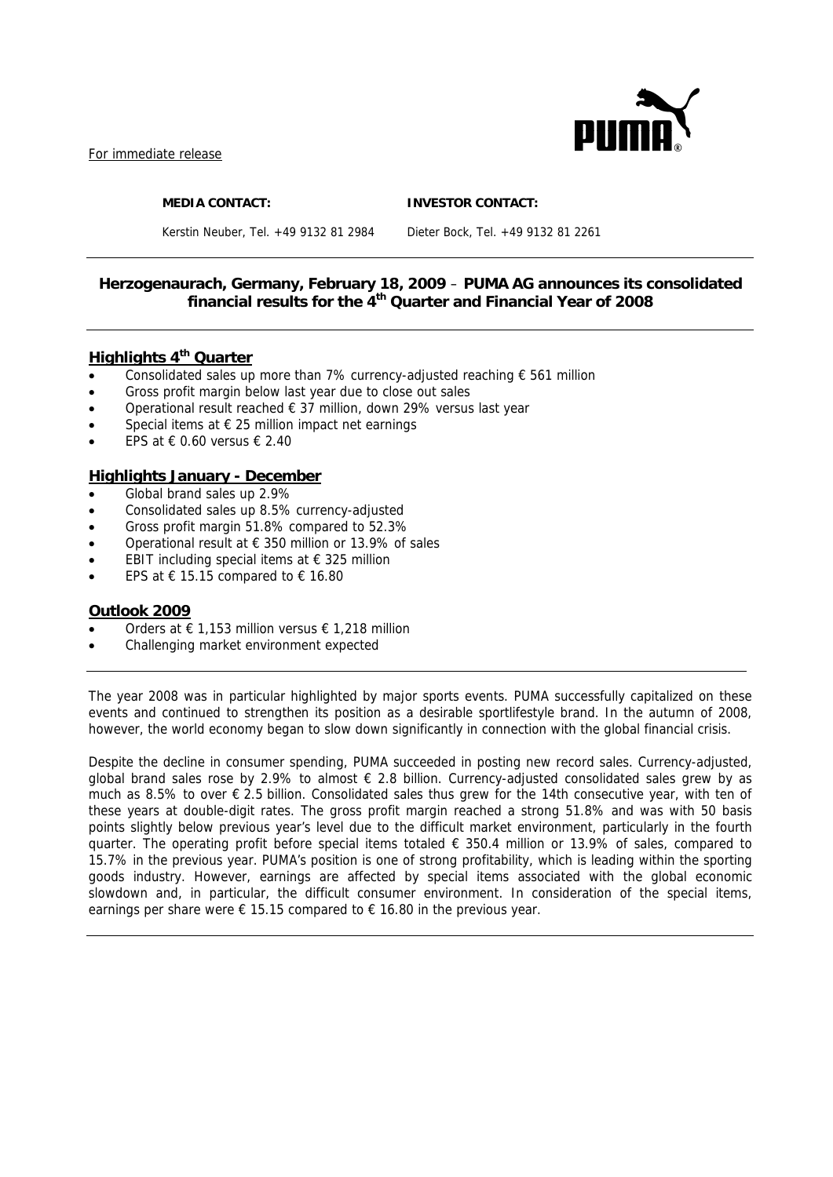For immediate release

**MEDIA CONTACT:** Kerstin Neuber, Tel. +49 9132 81 2984

**INVESTOR CONTACT:** Dieter Bock, Tel. +49 9132 81 2261

## Herzogenaurach, Germany, February 18, 2009 – PUMA AG announces its consolidated financial results for the 4th Quarter and Financial Year of 2008

### Highlights 4th Quarter

- Consolidated sales up more than 7% currency-adjusted reaching € 561 million
- Gross profit margin below last year due to close out sales
- Operational result reached € 37 million, down 29% versus last year
- Special items at € 25 million impact net earnings
- EPS at € 0.60 versus € 2.40

### Highlights January - December

- Global brand sales up 2.9%
- Consolidated sales up 8.5% currency-adjusted
- Gross profit margin 51.8% compared to 52.3%
- Operational result at € 350 million or 13.9% of sales
- EBIT including special items at € 325 million
- EPS at € 15.15 compared to € 16.80

### Outlook 2009

- Orders at € 1,153 million versus € 1,218 million
- Challenging market environment expected

The year 2008 was in particular highlighted by major sports events. PUMA successfully capitalized on these events and continued to strengthen its position as a desirable sportlifestyle brand. In the autumn of 2008, however, the world economy began to slow down significantly in connection with the global financial crisis.

Despite the decline in consumer spending, PUMA succeeded in posting new record sales. Currency-adjusted, global brand sales rose by 2.9% to almost € 2.8 billion. Currency-adjusted consolidated sales grew by as much as 8.5% to over € 2.5 billion. Consolidated sales thus grew for the 14th consecutive year, with ten of these years at double-digit rates. The gross profit margin reached a strong 51.8% and was with 50 basis points slightly below previous year's level due to the difficult market environment, particularly in the fourth quarter. The operating profit before special items totaled € 350.4 million or 13.9% of sales, compared to 15.7% in the previous year. PUMA's position is one of strong profitability, which is leading within the sporting goods industry. However, earnings are affected by special items associated with the global economic slowdown and, in particular, the difficult consumer environment. In consideration of the special items, earnings per share were € 15.15 compared to € 16.80 in the previous year.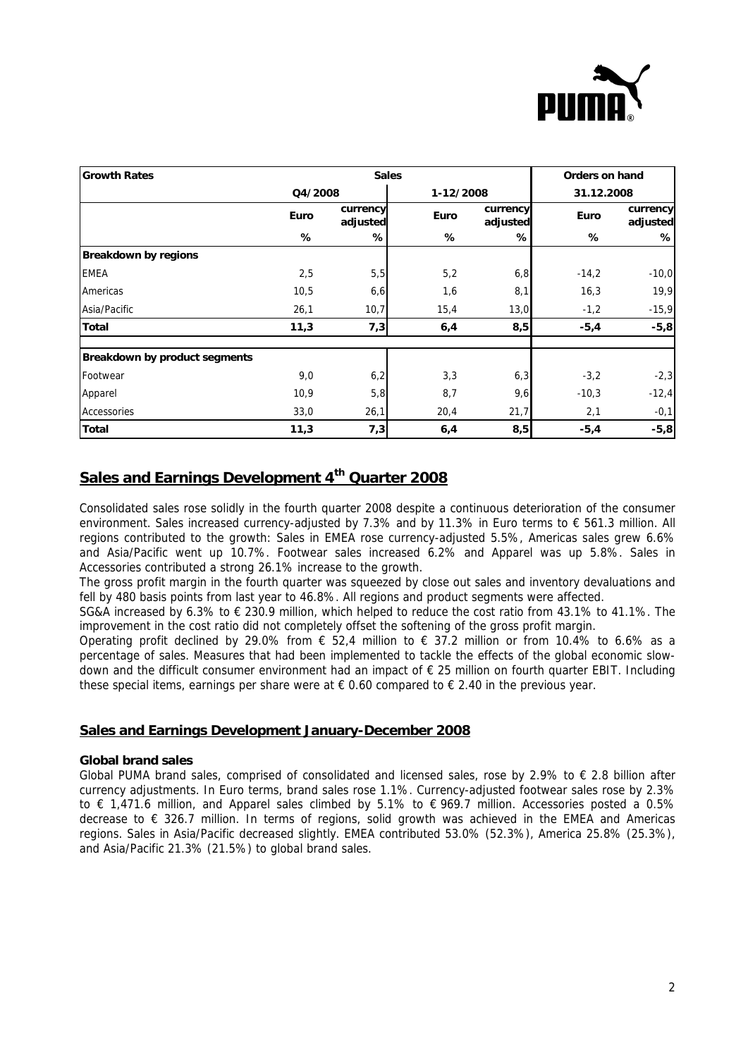| Growth Rates | Sales | | | | Orders on hand | |
|---|---|---|---|---|---|---|
| | Q4/2008 | | 1-12/2008 | | 31.12.2008 | |
| | Euro | currency adjusted | Euro | currency adjusted | Euro | currency adjusted |
| | % | % | % | % | % | % |
| **Breakdown by regions** | | | | | | |
| EMEA | 2,5 | 5,5 | 5,2 | 6,8 | -14,2 | -10,0 |
| Americas | 10,5 | 6,6 | 1,6 | 8,1 | 16,3 | 19,9 |
| Asia/Pacific | 26,1 | 10,7 | 15,4 | 13,0 | -1,2 | -15,9 |
| **Total** | **11,3** | **7,3** | **6,4** | **8,5** | **-5,4** | **-5,8** |
| **Breakdown by product segments** | | | | | | |
| Footwear | 9,0 | 6,2 | 3,3 | 6,3 | -3,2 | -2,3 |
| Apparel | 10,9 | 5,8 | 8,7 | 9,6 | -10,3 | -12,4 |
| Accessories | 33,0 | 26,1 | 20,4 | 21,7 | 2,1 | -0,1 |
| **Total** | **11,3** | **7,3** | **6,4** | **8,5** | **-5,4** | **-5,8** |

## Sales and Earnings Development 4th Quarter 2008

Consolidated sales rose solidly in the fourth quarter 2008 despite a continuous deterioration of the consumer environment. Sales increased currency-adjusted by 7.3% and by 11.3% in Euro terms to € 561.3 million. All regions contributed to the growth: Sales in EMEA rose currency-adjusted 5.5%, Americas sales grew 6.6% and Asia/Pacific went up 10.7%. Footwear sales increased 6.2% and Apparel was up 5.8%. Sales in Accessories contributed a strong 26.1% increase to the growth.

The gross profit margin in the fourth quarter was squeezed by close out sales and inventory devaluations and fell by 480 basis points from last year to 46.8%. All regions and product segments were affected.

SG&A increased by 6.3% to € 230.9 million, which helped to reduce the cost ratio from 43.1% to 41.1%. The improvement in the cost ratio did not completely offset the softening of the gross profit margin.

Operating profit declined by 29.0% from € 52,4 million to € 37.2 million or from 10.4% to 6.6% as a percentage of sales. Measures that had been implemented to tackle the effects of the global economic slowdown and the difficult consumer environment had an impact of € 25 million on fourth quarter EBIT. Including these special items, earnings per share were at € 0.60 compared to € 2.40 in the previous year.

## Sales and Earnings Development January-December 2008

### Global brand sales

Global PUMA brand sales, comprised of consolidated and licensed sales, rose by 2.9% to € 2.8 billion after currency adjustments. In Euro terms, brand sales rose 1.1%. Currency-adjusted footwear sales rose by 2.3% to € 1,471.6 million, and Apparel sales climbed by 5.1% to € 969.7 million. Accessories posted a 0.5% decrease to € 326.7 million. In terms of regions, solid growth was achieved in the EMEA and Americas regions. Sales in Asia/Pacific decreased slightly. EMEA contributed 53.0% (52.3%), America 25.8% (25.3%), and Asia/Pacific 21.3% (21.5%) to global brand sales.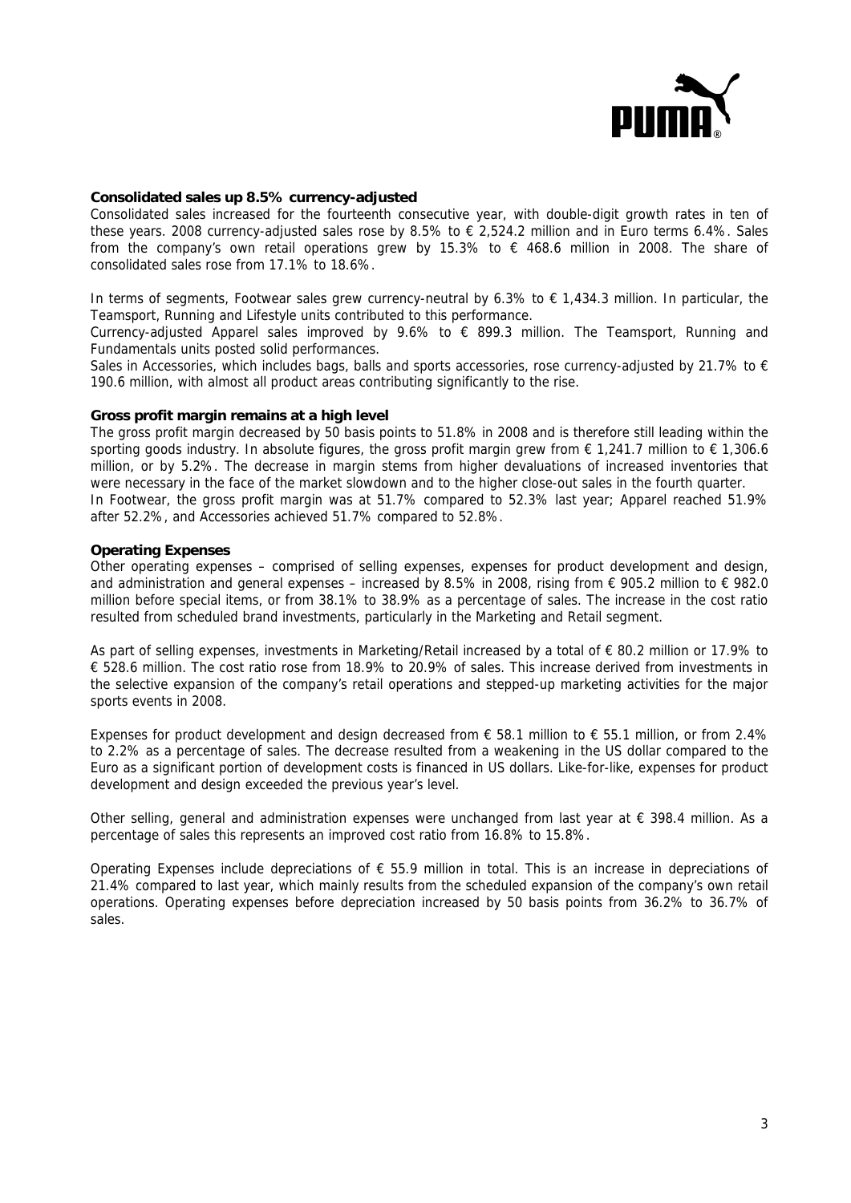**Consolidated sales up 8.5% currency-adjusted**

Consolidated sales increased for the fourteenth consecutive year, with double-digit growth rates in ten of these years. 2008 currency-adjusted sales rose by 8.5% to € 2,524.2 million and in Euro terms 6.4%. Sales from the company's own retail operations grew by 15.3% to € 468.6 million in 2008. The share of consolidated sales rose from 17.1% to 18.6%.

In terms of segments, Footwear sales grew currency-neutral by 6.3% to € 1,434.3 million. In particular, the Teamsport, Running and Lifestyle units contributed to this performance.

Currency-adjusted Apparel sales improved by 9.6% to € 899.3 million. The Teamsport, Running and Fundamentals units posted solid performances.

Sales in Accessories, which includes bags, balls and sports accessories, rose currency-adjusted by 21.7% to € 190.6 million, with almost all product areas contributing significantly to the rise.

**Gross profit margin remains at a high level**

The gross profit margin decreased by 50 basis points to 51.8% in 2008 and is therefore still leading within the sporting goods industry. In absolute figures, the gross profit margin grew from € 1,241.7 million to € 1,306.6 million, or by 5.2%. The decrease in margin stems from higher devaluations of increased inventories that were necessary in the face of the market slowdown and to the higher close-out sales in the fourth quarter.

In Footwear, the gross profit margin was at 51.7% compared to 52.3% last year; Apparel reached 51.9% after 52.2%, and Accessories achieved 51.7% compared to 52.8%.

**Operating Expenses**

Other operating expenses – comprised of selling expenses, expenses for product development and design, and administration and general expenses – increased by 8.5% in 2008, rising from € 905.2 million to € 982.0 million before special items, or from 38.1% to 38.9% as a percentage of sales. The increase in the cost ratio resulted from scheduled brand investments, particularly in the Marketing and Retail segment.

As part of selling expenses, investments in Marketing/Retail increased by a total of € 80.2 million or 17.9% to € 528.6 million. The cost ratio rose from 18.9% to 20.9% of sales. This increase derived from investments in the selective expansion of the company's retail operations and stepped-up marketing activities for the major sports events in 2008.

Expenses for product development and design decreased from € 58.1 million to € 55.1 million, or from 2.4% to 2.2% as a percentage of sales. The decrease resulted from a weakening in the US dollar compared to the Euro as a significant portion of development costs is financed in US dollars. Like-for-like, expenses for product development and design exceeded the previous year's level.

Other selling, general and administration expenses were unchanged from last year at € 398.4 million. As a percentage of sales this represents an improved cost ratio from 16.8% to 15.8%.

Operating Expenses include depreciations of € 55.9 million in total. This is an increase in depreciations of 21.4% compared to last year, which mainly results from the scheduled expansion of the company's own retail operations. Operating expenses before depreciation increased by 50 basis points from 36.2% to 36.7% of sales.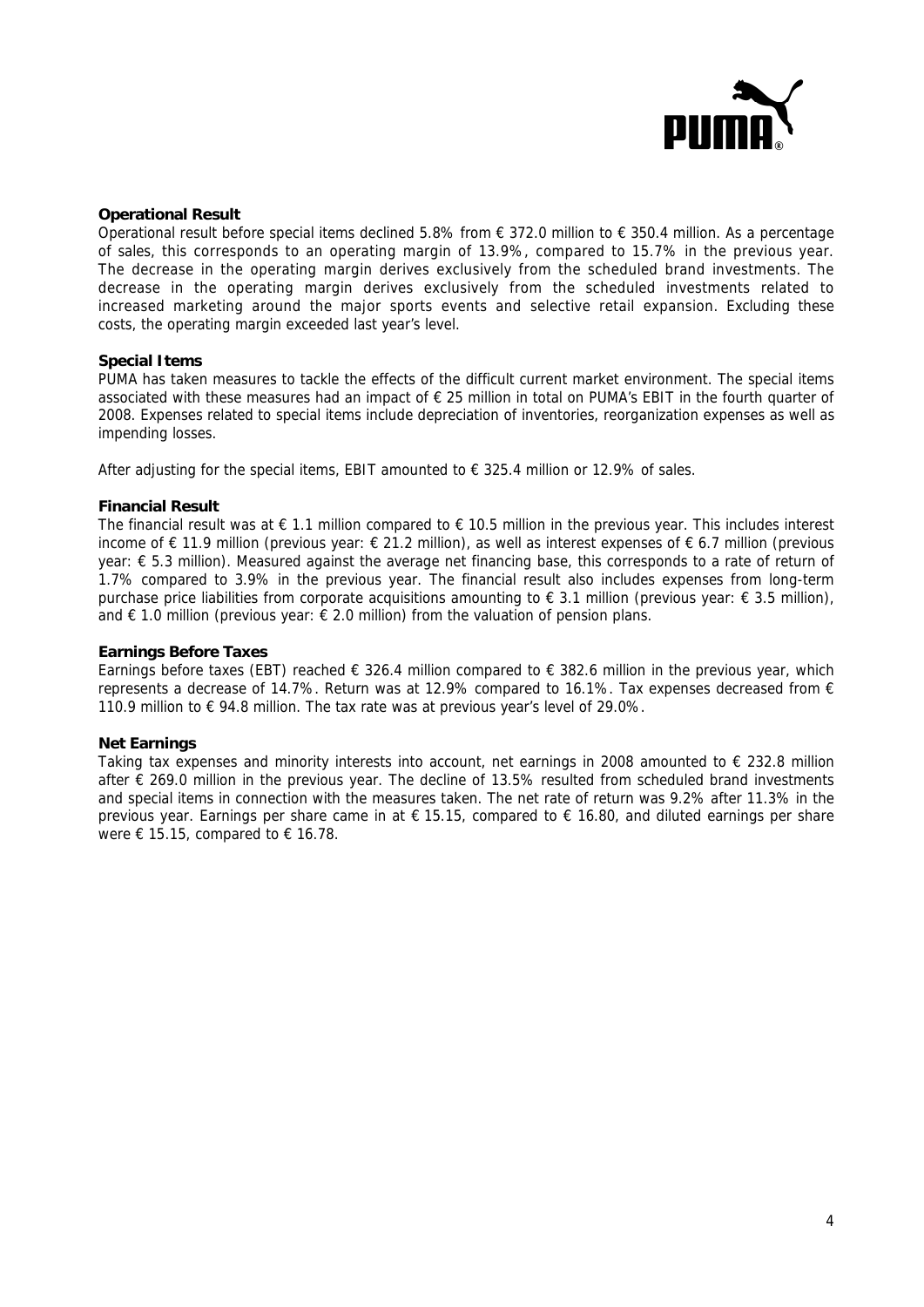**Operational Result**

Operational result before special items declined 5.8% from € 372.0 million to € 350.4 million. As a percentage of sales, this corresponds to an operating margin of 13.9%, compared to 15.7% in the previous year. The decrease in the operating margin derives exclusively from the scheduled brand investments. The decrease in the operating margin derives exclusively from the scheduled investments related to increased marketing around the major sports events and selective retail expansion. Excluding these costs, the operating margin exceeded last year's level.

**Special Items**

PUMA has taken measures to tackle the effects of the difficult current market environment. The special items associated with these measures had an impact of € 25 million in total on PUMA's EBIT in the fourth quarter of 2008. Expenses related to special items include depreciation of inventories, reorganization expenses as well as impending losses.

After adjusting for the special items, EBIT amounted to € 325.4 million or 12.9% of sales.

**Financial Result**

The financial result was at € 1.1 million compared to € 10.5 million in the previous year. This includes interest income of € 11.9 million (previous year: € 21.2 million), as well as interest expenses of € 6.7 million (previous year: € 5.3 million). Measured against the average net financing base, this corresponds to a rate of return of 1.7% compared to 3.9% in the previous year. The financial result also includes expenses from long-term purchase price liabilities from corporate acquisitions amounting to € 3.1 million (previous year: € 3.5 million), and € 1.0 million (previous year: € 2.0 million) from the valuation of pension plans.

**Earnings Before Taxes**

Earnings before taxes (EBT) reached € 326.4 million compared to € 382.6 million in the previous year, which represents a decrease of 14.7%. Return was at 12.9% compared to 16.1%. Tax expenses decreased from € 110.9 million to € 94.8 million. The tax rate was at previous year's level of 29.0%.

**Net Earnings**

Taking tax expenses and minority interests into account, net earnings in 2008 amounted to € 232.8 million after € 269.0 million in the previous year. The decline of 13.5% resulted from scheduled brand investments and special items in connection with the measures taken. The net rate of return was 9.2% after 11.3% in the previous year. Earnings per share came in at € 15.15, compared to € 16.80, and diluted earnings per share were € 15.15, compared to € 16.78.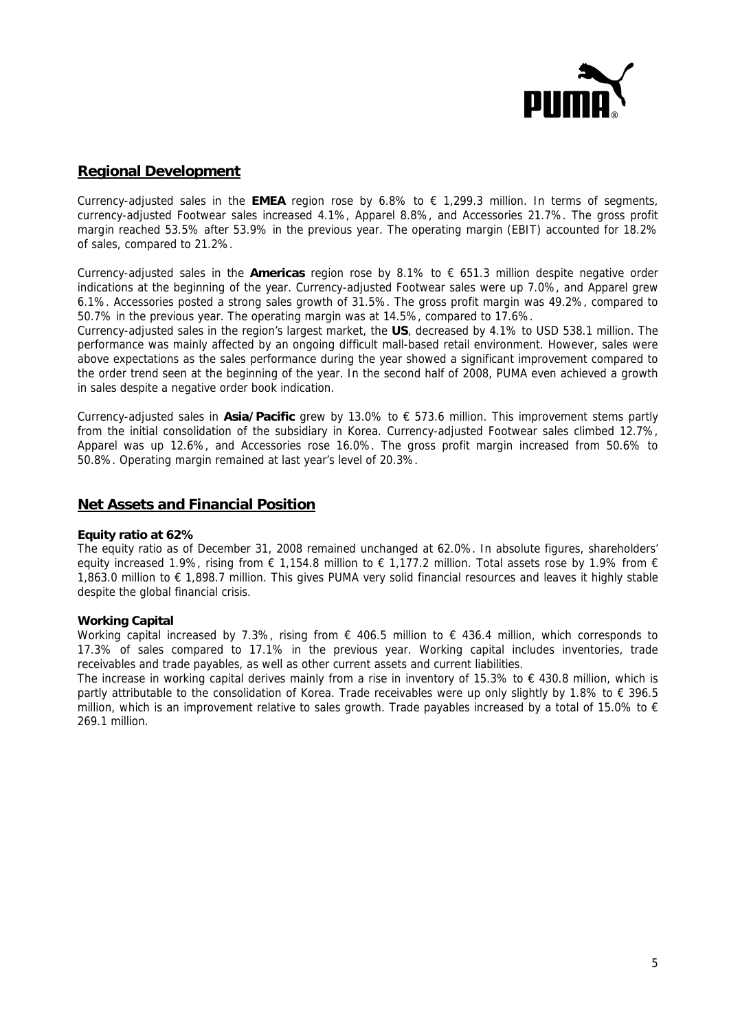## Regional Development

Currency-adjusted sales in the **EMEA** region rose by 6.8% to € 1,299.3 million. In terms of segments, currency-adjusted Footwear sales increased 4.1%, Apparel 8.8%, and Accessories 21.7%. The gross profit margin reached 53.5% after 53.9% in the previous year. The operating margin (EBIT) accounted for 18.2% of sales, compared to 21.2%.

Currency-adjusted sales in the **Americas** region rose by 8.1% to € 651.3 million despite negative order indications at the beginning of the year. Currency-adjusted Footwear sales were up 7.0%, and Apparel grew 6.1%. Accessories posted a strong sales growth of 31.5%. The gross profit margin was 49.2%, compared to 50.7% in the previous year. The operating margin was at 14.5%, compared to 17.6%.

Currency-adjusted sales in the region's largest market, the **US**, decreased by 4.1% to USD 538.1 million. The performance was mainly affected by an ongoing difficult mall-based retail environment. However, sales were above expectations as the sales performance during the year showed a significant improvement compared to the order trend seen at the beginning of the year. In the second half of 2008, PUMA even achieved a growth in sales despite a negative order book indication.

Currency-adjusted sales in **Asia/Pacific** grew by 13.0% to € 573.6 million. This improvement stems partly from the initial consolidation of the subsidiary in Korea. Currency-adjusted Footwear sales climbed 12.7%, Apparel was up 12.6%, and Accessories rose 16.0%. The gross profit margin increased from 50.6% to 50.8%. Operating margin remained at last year's level of 20.3%.

## Net Assets and Financial Position

**Equity ratio at 62%**

The equity ratio as of December 31, 2008 remained unchanged at 62.0%. In absolute figures, shareholders' equity increased 1.9%, rising from € 1,154.8 million to € 1,177.2 million. Total assets rose by 1.9% from € 1,863.0 million to € 1,898.7 million. This gives PUMA very solid financial resources and leaves it highly stable despite the global financial crisis.

**Working Capital**

Working capital increased by 7.3%, rising from € 406.5 million to € 436.4 million, which corresponds to 17.3% of sales compared to 17.1% in the previous year. Working capital includes inventories, trade receivables and trade payables, as well as other current assets and current liabilities.

The increase in working capital derives mainly from a rise in inventory of 15.3% to € 430.8 million, which is partly attributable to the consolidation of Korea. Trade receivables were up only slightly by 1.8% to € 396.5 million, which is an improvement relative to sales growth. Trade payables increased by a total of 15.0% to € 269.1 million.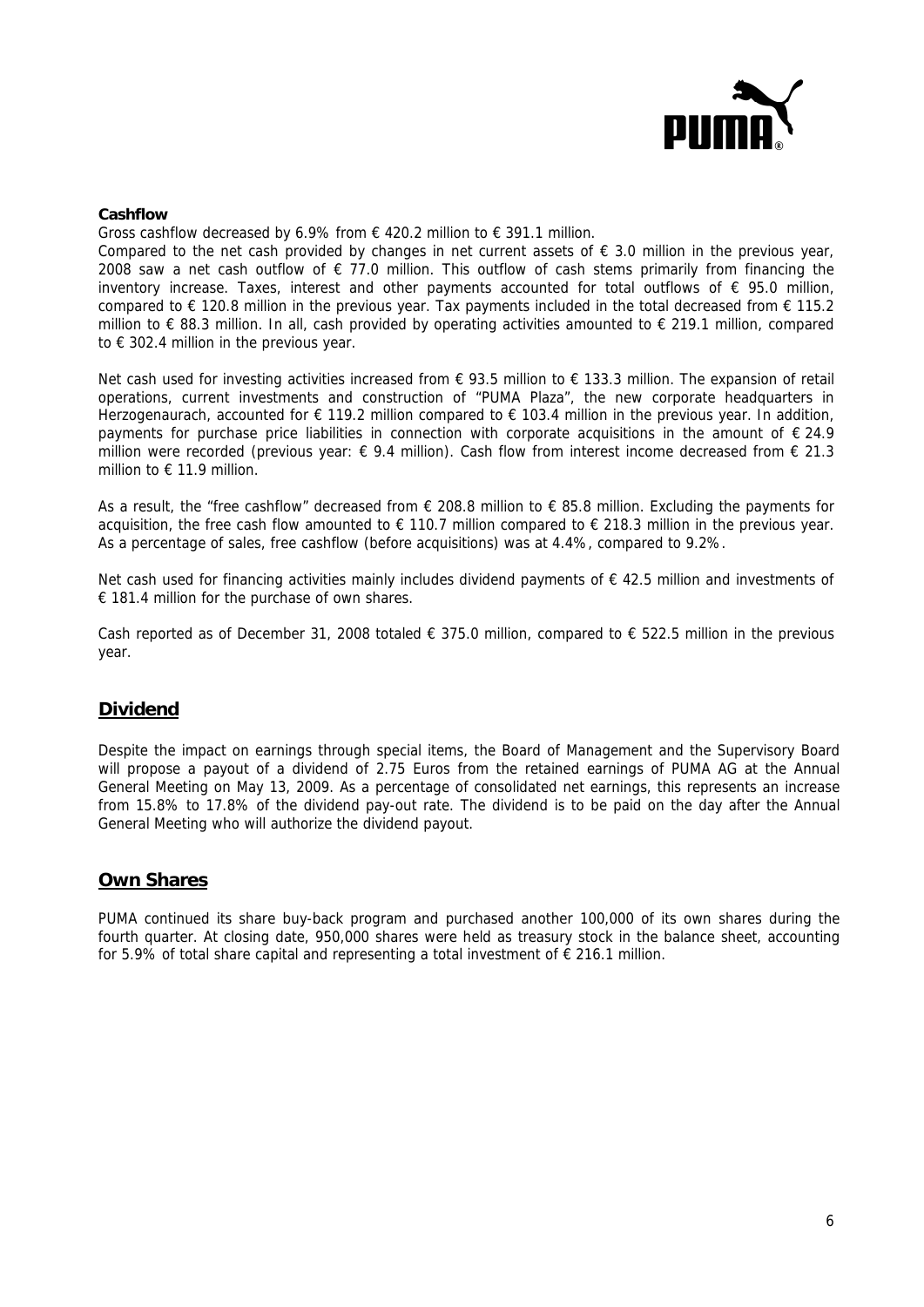**Cashflow**

Gross cashflow decreased by 6.9% from € 420.2 million to € 391.1 million.

Compared to the net cash provided by changes in net current assets of € 3.0 million in the previous year, 2008 saw a net cash outflow of € 77.0 million. This outflow of cash stems primarily from financing the inventory increase. Taxes, interest and other payments accounted for total outflows of € 95.0 million, compared to € 120.8 million in the previous year. Tax payments included in the total decreased from € 115.2 million to € 88.3 million. In all, cash provided by operating activities amounted to € 219.1 million, compared to € 302.4 million in the previous year.

Net cash used for investing activities increased from € 93.5 million to € 133.3 million. The expansion of retail operations, current investments and construction of "PUMA Plaza", the new corporate headquarters in Herzogenaurach, accounted for € 119.2 million compared to € 103.4 million in the previous year. In addition, payments for purchase price liabilities in connection with corporate acquisitions in the amount of € 24.9 million were recorded (previous year: € 9.4 million). Cash flow from interest income decreased from € 21.3 million to € 11.9 million.

As a result, the "free cashflow" decreased from € 208.8 million to € 85.8 million. Excluding the payments for acquisition, the free cash flow amounted to € 110.7 million compared to € 218.3 million in the previous year. As a percentage of sales, free cashflow (before acquisitions) was at 4.4%, compared to 9.2%.

Net cash used for financing activities mainly includes dividend payments of € 42.5 million and investments of € 181.4 million for the purchase of own shares.

Cash reported as of December 31, 2008 totaled € 375.0 million, compared to € 522.5 million in the previous year.

## Dividend

Despite the impact on earnings through special items, the Board of Management and the Supervisory Board will propose a payout of a dividend of 2.75 Euros from the retained earnings of PUMA AG at the Annual General Meeting on May 13, 2009. As a percentage of consolidated net earnings, this represents an increase from 15.8% to 17.8% of the dividend pay-out rate. The dividend is to be paid on the day after the Annual General Meeting who will authorize the dividend payout.

## Own Shares

PUMA continued its share buy-back program and purchased another 100,000 of its own shares during the fourth quarter. At closing date, 950,000 shares were held as treasury stock in the balance sheet, accounting for 5.9% of total share capital and representing a total investment of € 216.1 million.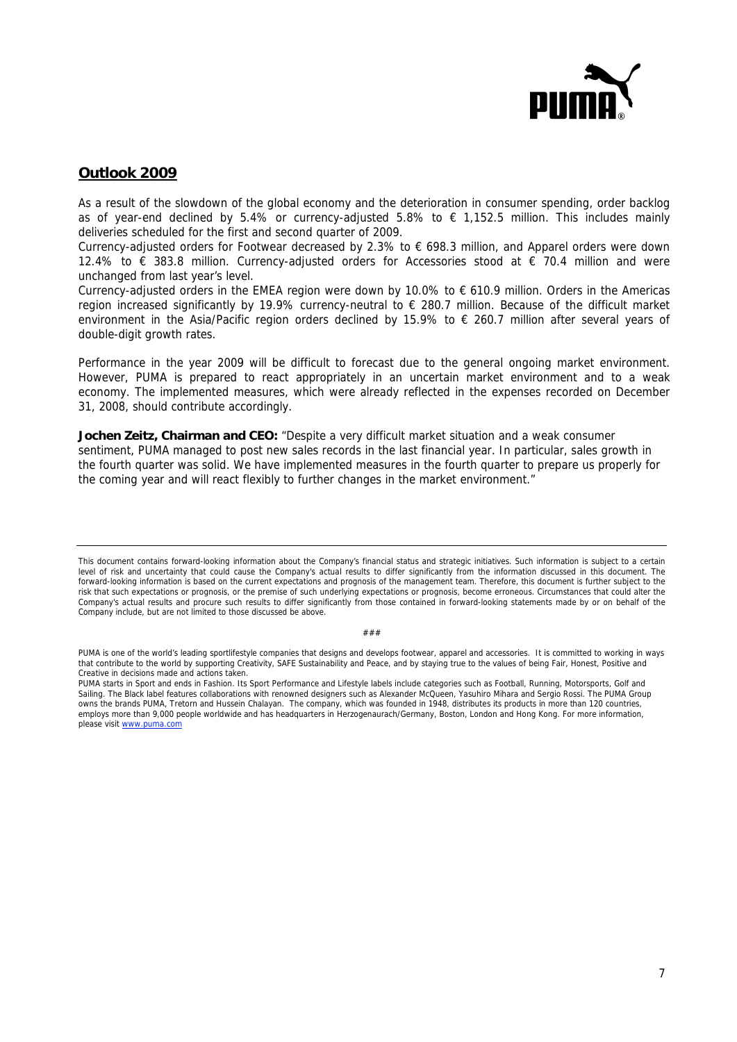## Outlook 2009

As a result of the slowdown of the global economy and the deterioration in consumer spending, order backlog as of year-end declined by 5.4% or currency-adjusted 5.8% to € 1,152.5 million. This includes mainly deliveries scheduled for the first and second quarter of 2009.

Currency-adjusted orders for Footwear decreased by 2.3% to € 698.3 million, and Apparel orders were down 12.4% to € 383.8 million. Currency-adjusted orders for Accessories stood at € 70.4 million and were unchanged from last year's level.

Currency-adjusted orders in the EMEA region were down by 10.0% to € 610.9 million. Orders in the Americas region increased significantly by 19.9% currency-neutral to € 280.7 million. Because of the difficult market environment in the Asia/Pacific region orders declined by 15.9% to € 260.7 million after several years of double-digit growth rates.

Performance in the year 2009 will be difficult to forecast due to the general ongoing market environment. However, PUMA is prepared to react appropriately in an uncertain market environment and to a weak economy. The implemented measures, which were already reflected in the expenses recorded on December 31, 2008, should contribute accordingly.

**Jochen Zeitz, Chairman and CEO:** "Despite a very difficult market situation and a weak consumer sentiment, PUMA managed to post new sales records in the last financial year. In particular, sales growth in the fourth quarter was solid. We have implemented measures in the fourth quarter to prepare us properly for the coming year and will react flexibly to further changes in the market environment."

---

This document contains forward-looking information about the Company's financial status and strategic initiatives. Such information is subject to a certain level of risk and uncertainty that could cause the Company's actual results to differ significantly from the information discussed in this document. The forward-looking information is based on the current expectations and prognosis of the management team. Therefore, this document is further subject to the risk that such expectations or prognosis, or the premise of such underlying expectations or prognosis, become erroneous. Circumstances that could alter the Company's actual results and procure such results to differ significantly from those contained in forward-looking statements made by or on behalf of the Company include, but are not limited to those discussed be above.

###

PUMA is one of the world's leading sportlifestyle companies that designs and develops footwear, apparel and accessories. It is committed to working in ways that contribute to the world by supporting Creativity, SAFE Sustainability and Peace, and by staying true to the values of being Fair, Honest, Positive and Creative in decisions made and actions taken.

PUMA starts in Sport and ends in Fashion. Its Sport Performance and Lifestyle labels include categories such as Football, Running, Motorsports, Golf and Sailing. The Black label features collaborations with renowned designers such as Alexander McQueen, Yasuhiro Mihara and Sergio Rossi. The PUMA Group owns the brands PUMA, Tretorn and Hussein Chalayan. The company, which was founded in 1948, distributes its products in more than 120 countries, employs more than 9,000 people worldwide and has headquarters in Herzogenaurach/Germany, Boston, London and Hong Kong. For more information, please visit www.puma.com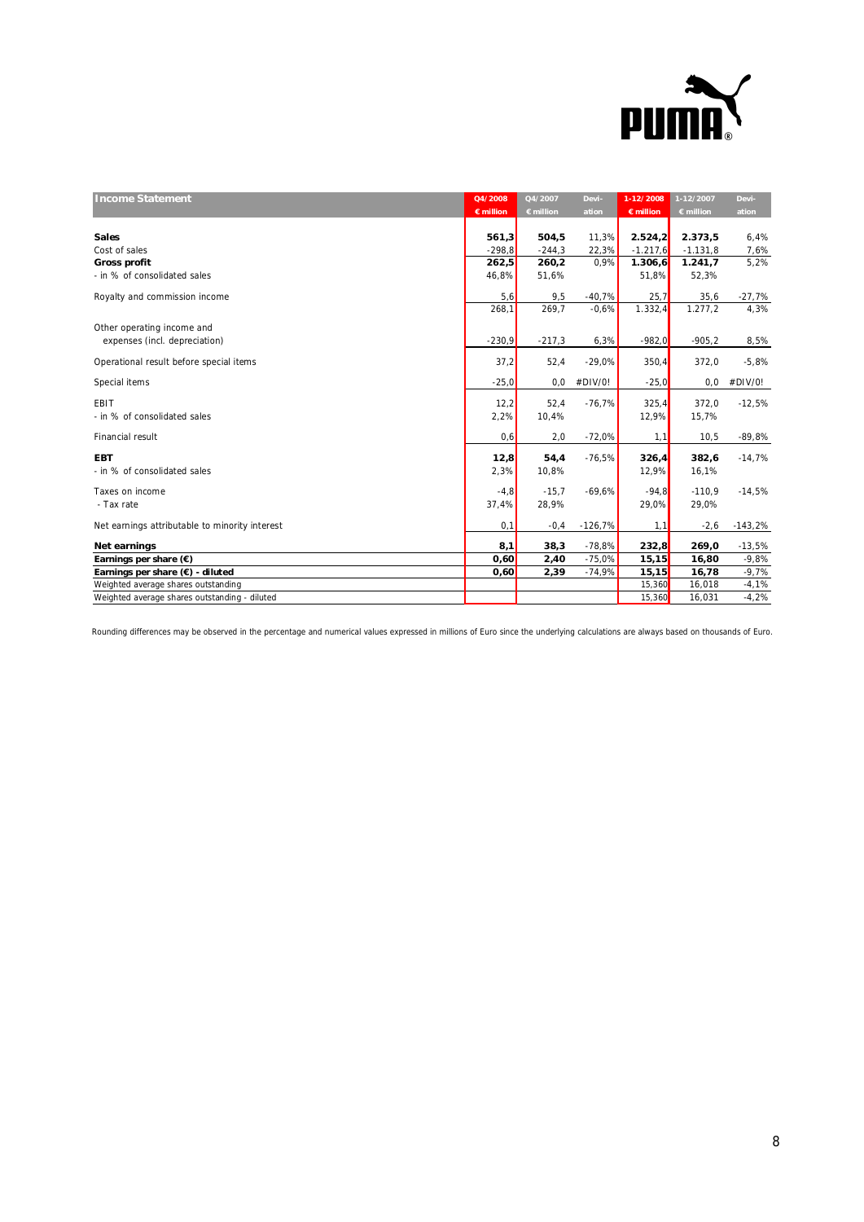| Income Statement | Q4/2008<br>€ million | Q4/2007<br>€ million | Devi-<br>ation | 1-12/2008<br>€ million | 1-12/2007<br>€ million | Devi-<br>ation |
|---|---|---|---|---|---|---|
| **Sales** | **561,3** | **504,5** | 11,3% | **2.524,2** | **2.373,5** | 6,4% |
| Cost of sales | -298,8 | -244,3 | 22,3% | -1.217,6 | -1.131,8 | 7,6% |
| **Gross profit** | **262,5** | **260,2** | 0,9% | **1.306,6** | **1.241,7** | 5,2% |
| - in % of consolidated sales | 46,8% | 51,6% | | 51,8% | 52,3% | |
| Royalty and commission income | 5,6 | 9,5 | -40,7% | 25,7 | 35,6 | -27,7% |
| | 268,1 | 269,7 | -0,6% | 1.332,4 | 1.277,2 | 4,3% |
| Other operating income and expenses (incl. depreciation) | -230,9 | -217,3 | 6,3% | -982,0 | -905,2 | 8,5% |
| Operational result before special items | 37,2 | 52,4 | -29,0% | 350,4 | 372,0 | -5,8% |
| Special items | -25,0 | 0,0 | #DIV/0! | -25,0 | 0,0 | #DIV/0! |
| EBIT | 12,2 | 52,4 | -76,7% | 325,4 | 372,0 | -12,5% |
| - in % of consolidated sales | 2,2% | 10,4% | | 12,9% | 15,7% | |
| Financial result | 0,6 | 2,0 | -72,0% | 1,1 | 10,5 | -89,8% |
| **EBT** | **12,8** | **54,4** | -76,5% | **326,4** | **382,6** | -14,7% |
| - in % of consolidated sales | 2,3% | 10,8% | | 12,9% | 16,1% | |
| Taxes on income | -4,8 | -15,7 | -69,6% | -94,8 | -110,9 | -14,5% |
| - Tax rate | 37,4% | 28,9% | | 29,0% | 29,0% | |
| Net earnings attributable to minority interest | 0,1 | -0,4 | -126,7% | 1,1 | -2,6 | -143,2% |
| **Net earnings** | **8,1** | **38,3** | -78,8% | **232,8** | **269,0** | -13,5% |
| **Earnings per share (€)** | **0,60** | **2,40** | -75,0% | **15,15** | **16,80** | -9,8% |
| **Earnings per share (€) - diluted** | **0,60** | **2,39** | -74,9% | **15,15** | **16,78** | -9,7% |
| Weighted average shares outstanding | | | | 15,360 | 16,018 | -4,1% |
| Weighted average shares outstanding - diluted | | | | 15,360 | 16,031 | -4,2% |

Rounding differences may be observed in the percentage and numerical values expressed in millions of Euro since the underlying calculations are always based on thousands of Euro.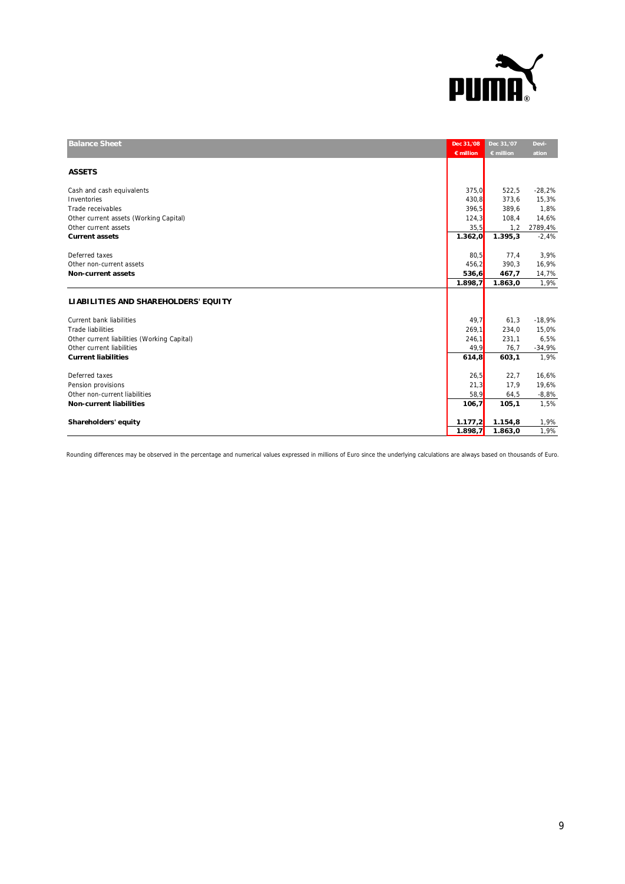| Balance Sheet | Dec 31,'08 € million | Dec 31,'07 € million | Deviation |
|---|---|---|---|
| **ASSETS** | | | |
| Cash and cash equivalents | 375,0 | 522,5 | -28,2% |
| Inventories | 430,8 | 373,6 | 15,3% |
| Trade receivables | 396,5 | 389,6 | 1,8% |
| Other current assets (Working Capital) | 124,3 | 108,4 | 14,6% |
| Other current assets | 35,5 | 1,2 | 2789,4% |
| **Current assets** | **1.362,0** | **1.395,3** | -2,4% |
| Deferred taxes | 80,5 | 77,4 | 3,9% |
| Other non-current assets | 456,2 | 390,3 | 16,9% |
| **Non-current assets** | **536,6** | **467,7** | 14,7% |
| | **1.898,7** | **1.863,0** | 1,9% |
| **LIABILITIES AND SHAREHOLDERS' EQUITY** | | | |
| Current bank liabilities | 49,7 | 61,3 | -18,9% |
| Trade liabilities | 269,1 | 234,0 | 15,0% |
| Other current liabilities (Working Capital) | 246,1 | 231,1 | 6,5% |
| Other current liabilities | 49,9 | 76,7 | -34,9% |
| **Current liabilities** | **614,8** | **603,1** | 1,9% |
| Deferred taxes | 26,5 | 22,7 | 16,6% |
| Pension provisions | 21,3 | 17,9 | 19,6% |
| Other non-current liabilities | 58,9 | 64,5 | -8,8% |
| **Non-current liabilities** | **106,7** | **105,1** | 1,5% |
| **Shareholders' equity** | **1.177,2** | **1.154,8** | 1,9% |
| | **1.898,7** | **1.863,0** | 1,9% |

Rounding differences may be observed in the percentage and numerical values expressed in millions of Euro since the underlying calculations are always based on thousands of Euro.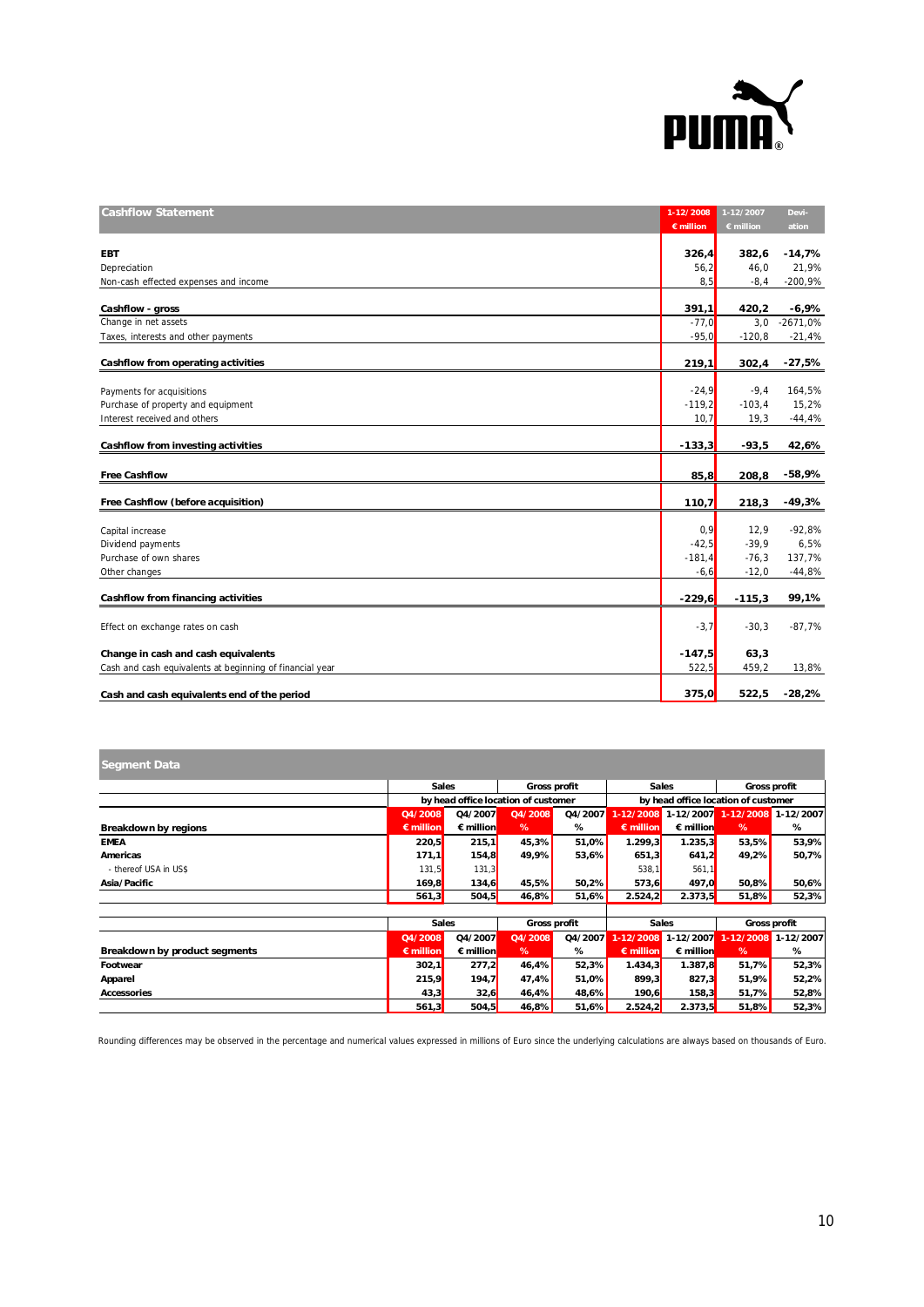## Cashflow Statement

| Cashflow Statement | 1-12/2008 € million | 1-12/2007 € million | Deviation |
|---|---|---|---|
| **EBT** | **326,4** | **382,6** | **-14,7%** |
| Depreciation | 56,2 | 46,0 | 21,9% |
| Non-cash effected expenses and income | 8,5 | -8,4 | -200,9% |
| **Cashflow - gross** | **391,1** | **420,2** | **-6,9%** |
| Change in net assets | -77,0 | 3,0 | -2671,0% |
| Taxes, interests and other payments | -95,0 | -120,8 | -21,4% |
| **Cashflow from operating activities** | **219,1** | **302,4** | **-27,5%** |
| Payments for acquisitions | -24,9 | -9,4 | 164,5% |
| Purchase of property and equipment | -119,2 | -103,4 | 15,2% |
| Interest received and others | 10,7 | 19,3 | -44,4% |
| **Cashflow from investing activities** | **-133,3** | **-93,5** | **42,6%** |
| **Free Cashflow** | **85,8** | **208,8** | **-58,9%** |
| **Free Cashflow (before acquisition)** | **110,7** | **218,3** | **-49,3%** |
| Capital increase | 0,9 | 12,9 | -92,8% |
| Dividend payments | -42,5 | -39,9 | 6,5% |
| Purchase of own shares | -181,4 | -76,3 | 137,7% |
| Other changes | -6,6 | -12,0 | -44,8% |
| **Cashflow from financing activities** | **-229,6** | **-115,3** | **99,1%** |
| Effect on exchange rates on cash | -3,7 | -30,3 | -87,7% |
| **Change in cash and cash equivalents** | **-147,5** | **63,3** | |
| Cash and cash equivalents at beginning of financial year | 522,5 | 459,2 | 13,8% |
| **Cash and cash equivalents end of the period** | **375,0** | **522,5** | **-28,2%** |

## Segment Data

| | Sales | | Gross profit | | Sales | | Gross profit | |
|---|---|---|---|---|---|---|---|---|
| | by head office location of customer | | | | by head office location of customer | | | |
| | Q4/2008 | Q4/2007 | Q4/2008 | Q4/2007 | 1-12/2008 | 1-12/2007 | 1-12/2008 | 1-12/2007 |
| **Breakdown by regions** | € million | € million | % | % | € million | € million | % | % |
| **EMEA** | **220,5** | **215,1** | **45,3%** | **51,0%** | **1.299,3** | **1.235,3** | **53,5%** | **53,9%** |
| **Americas** | **171,1** | **154,8** | **49,9%** | **53,6%** | **651,3** | **641,2** | **49,2%** | **50,7%** |
| - thereof USA in US$ | 131,5 | 131,3 | | | 538,1 | 561,1 | | |
| **Asia/Pacific** | **169,8** | **134,6** | **45,5%** | **50,2%** | **573,6** | **497,0** | **50,8%** | **50,6%** |
| | **561,3** | **504,5** | **46,8%** | **51,6%** | **2.524,2** | **2.373,5** | **51,8%** | **52,3%** |

| | Sales | | Gross profit | | Sales | | Gross profit | |
|---|---|---|---|---|---|---|---|---|
| | Q4/2008 | Q4/2007 | Q4/2008 | Q4/2007 | 1-12/2008 | 1-12/2007 | 1-12/2008 | 1-12/2007 |
| **Breakdown by product segments** | € million | € million | % | % | € million | € million | % | % |
| **Footwear** | **302,1** | **277,2** | **46,4%** | **52,3%** | **1.434,3** | **1.387,8** | **51,7%** | **52,3%** |
| **Apparel** | **215,9** | **194,7** | **47,4%** | **51,0%** | **899,3** | **827,3** | **51,9%** | **52,2%** |
| **Accessories** | **43,3** | **32,6** | **46,4%** | **48,6%** | **190,6** | **158,3** | **51,7%** | **52,8%** |
| | **561,3** | **504,5** | **46,8%** | **51,6%** | **2.524,2** | **2.373,5** | **51,8%** | **52,3%** |

Rounding differences may be observed in the percentage and numerical values expressed in millions of Euro since the underlying calculations are always based on thousands of Euro.